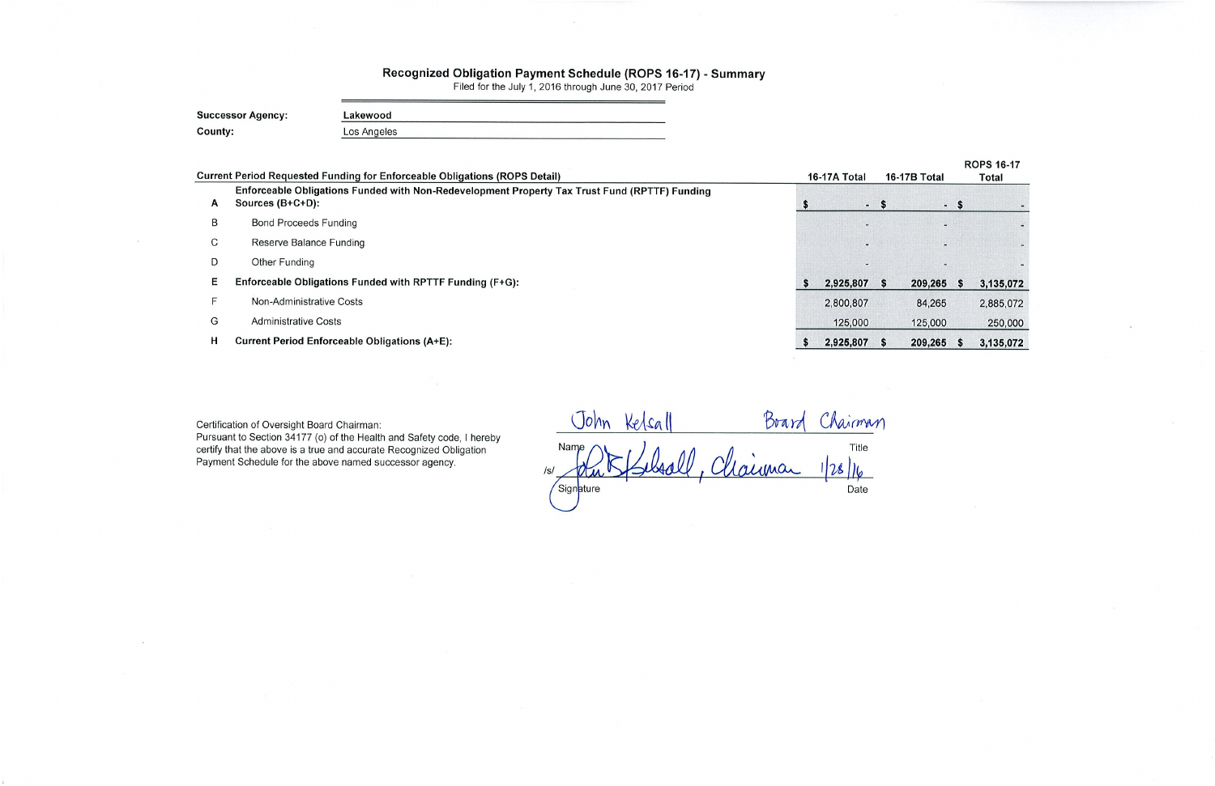# Recognized Obligation Payment Schedule (ROPS 16-17) - Summary

Filed for the July 1, 2016 through June 30, 2017 Period

**Successor Agency:** Lakewood

**County:** Los Angeles

| | Current Period Requested Funding for Enforceable Obligations (ROPS Detail) | 16-17A Total | 16-17B Total | ROPS 16-17 Total |
|---|---|---|---|---|
| A | **Enforceable Obligations Funded with Non-Redevelopment Property Tax Trust Fund (RPTTF) Funding Sources (B+C+D):** | $ - | $ - | $ - |
| B | Bond Proceeds Funding | - | - | - |
| C | Reserve Balance Funding | - | - | - |
| D | Other Funding | - | - | - |
| E | **Enforceable Obligations Funded with RPTTF Funding (F+G):** | $ 2,925,807 | $ 209,265 | $ 3,135,072 |
| F | Non-Administrative Costs | 2,800,807 | 84,265 | 2,885,072 |
| G | Administrative Costs | 125,000 | 125,000 | 250,000 |
| H | **Current Period Enforceable Obligations (A+E):** | $ 2,925,807 | $ 209,265 | $ 3,135,072 |

Certification of Oversight Board Chairman:
Pursuant to Section 34177 (o) of the Health and Safety code, I hereby certify that the above is a true and accurate Recognized Obligation Payment Schedule for the above named successor agency.

| | |
|---|---|
| John Kelsall | Board Chairman |
| Name | Title |
| /s/ John Kelsall, Chairman | 1/28/16 |
| Signature | Date |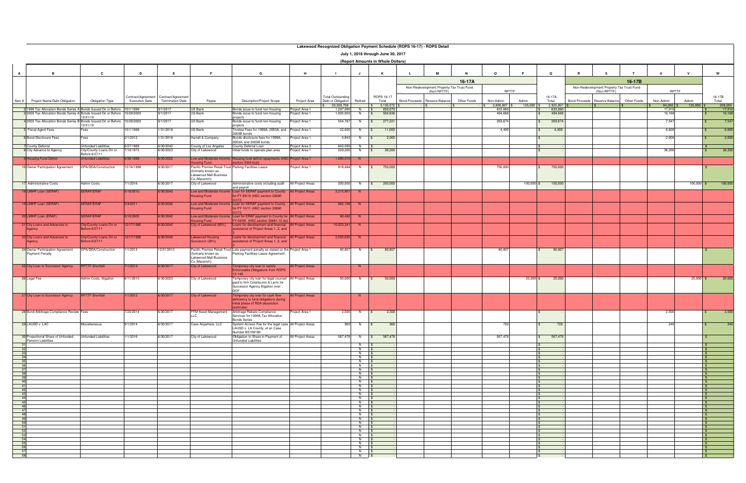# Lakewood Recognized Obligation Payment Schedule (ROPS 16-17) - ROPS Detail

**July 1, 2016 through June 30, 2017**

**(Report Amounts in Whole Dollars)**

| A | B | C | D | E | F | G | H | I | J | K | L | M | N | O | P | Q | R | S | T | U | V | W |
|---|---|---|---|---|---|---|---|---|---|---|---|---|---|---|---|---|---|---|---|---|---|---|
| | | | | | | | | | | | 16-17A | | | | | | 16-17B | | | | | |
| | | | | | | | | | | | Non-Redevelopment Property Tax Trust Fund (Non-RPTTF) | | | RPTTF | | | Non-Redevelopment Property Tax Trust Fund (Non-RPTTF) | | | RPTTF | | |
| Item # | Project Name/Debt Obligation | Obligation Type | Contract/Agreement Execution Date | Contract/Agreement Termination Date | Payee | Description/Project Scope | Project Area | Total Outstanding Debt or Obligation | Retired | ROPS 16-17 Total | Bond Proceeds | Reserve Balance | Other Funds | Non-Admin | Admin | 16-17A Total | Bond Proceeds | Reserve Balance | Other Funds | Non-Admin | Admin | 16-17B Total |
| | | | | | | | | $ 23,359,758 | | $ 3,135,072 | $ - | $ - | $ - | $ 2,800,807 | $ 125,000 | $ 2,925,807 | $ - | $ - | $ - | $ 84,265 | $ 125,000 | $ 209,265 |
| 2 | 1999 Tax Allocation Bonds Series A | Bonds Issued On or Before 12/31/10 | 10/1/1999 | 9/1/2017 | US Bank | Bonds issue to fund non-housing projects | Project Area 1 | 1,297,080 | N | $ 650,070 | | | | 633,060 | | $ 633,060 | | | | 17,010 | | $ 17,010 |
| 3 | 2003 Tax Allocation Bonds Series A | Bonds Issued On or Before 12/31/10 | 10/28/2003 | 9/1/2017 | US Bank | Bonds issue to fund non-housing projects | Project Area 1 | 1,005,003 | N | $ 504,836 | | | | 494,668 | | $ 494,668 | | | | 10,168 | | $ 10,168 |
| 4 | 2003 Tax Allocation Bonds Series B | Bonds Issued On or Before 12/31/10 | 10/28/2003 | 9/1/2017 | US Bank | Bonds issue to fund non-housing projects | Project Area 1 | 554,767 | N | $ 277,221 | | | | 269,674 | | $ 269,674 | | | | 7,547 | | $ 7,547 |
| 5 | Fiscal Agent Fees | Fees | 10/1/1999 | 1/31/2018 | US Bank | Trustee Fees for 1999A, 2003A, and 2003B bonds | Project Area 1 | 22,000 | N | $ 11,000 | | | | 4,400 | | $ 4,400 | | | | 6,600 | | $ 6,600 |
| 6 | Bond Disclosure Fees | Fees | 2/1/2012 | 1/31/2018 | Harrell & Company | Bonds disclosure fees for 1999A, 2003A, and 2003B bonds | Project Area 1 | 4,843 | N | $ 2,000 | | | | | | $ - | | | | 2,000 | | $ 2,000 |
| 7 | County Deferral | Unfunded Liabilities | 6/27/1989 | 6/30/2042 | County of Los Angeles | County Deferral Loan | Project Area 2 | 843,589 | N | $ - | | | | | | $ - | | | | | | $ - |
| 8 | City Advance to Agency | City/County Loans On or Before 6/27/11 | 7/10/1973 | 6/30/2023 | City of Lakewood | Initial funds to operate plan area | Project Area 1 | 229,200 | N | $ 38,200 | | | | | | $ - | | | | 38,200 | | $ 38,200 |
| 9 | Housing Fund Deficit | Unfunded Liabilities | 6/30/1999 | 6/30/2022 | Low and Moderate Income Housing Fund | Housing fund deficit repayments (HSC section 3334.6(d)) | Project Area 1 | 1,085,310 | N | | | | | | | | | | | | | |
| 10 | Owner Participation Agreement | OPA/DDA/Construction | 12/16/1998 | 9/30/2017 | Pacific Premier Retail Trust (formerly known as Lakewood Mall Business Co./Macerich) | Parking Facilities Lease | Project Area 1 | 918,494 | N | $ 750,000 | | | | 750,000 | | $ 750,000 | | | | | | $ - |
| 17 | Administrative Costs | Admin Costs | 7/1/2016 | 6/30/2017 | City of Lakewood | Administrative costs including audit and payroll | All Project Areas | 200,000 | N | $ 200,000 | | | | | 100,000 | $ 100,000 | | | | | 100,000 | $ 100,000 |
| 18 | LMIHF Loan (SERAF) | SERAF/ERAF | 5/10/2010 | 6/30/2042 | Low and Moderate Income Housing Fund | Loan for SERAF payment to County for FY 09/10 (HSC section 33690 (c)(1)) | All Project Areas | 3,215,951 | N | | | | | | | | | | | | | |
| 19 | LMIHF Loan (SERAF) | SERAF/ERAF | 5/4/2011 | 6/30/2042 | Low and Moderate Income Housing Fund | Loan for SERAF payment to County for FY 10/11 (HSC section 33690 (c)(1)) | All Project Areas | 662,108 | N | | | | | | | | | | | | | |
| 20 | LMIHF Loan (ERAF) | SERAF/ERAF | 5/10/2005 | 6/30/2042 | Low and Moderate Income Housing Fund | Loan for ERAF payment to County for FY 04/05 (HSC section 33681.12 (b)) | All Project Areas | 90,492 | N | | | | | | | | | | | | | |
| 21 | City Loans and Advances to Agency | City/County Loans On or Before 6/27/11 | 12/17/1985 | 6/30/2042 | City of Lakewood (80%) | Loans for development and financial assistance of Project Areas 1, 2, and 3 | All Project Areas | 10,023,341 | N | | | | | | | | | | | | | |
| 22 | City Loans and Advances to Agency | City/County Loans On or Before 6/27/11 | 12/17/1985 | 6/30/2042 | Lakewood Housing Successor (20%) | Loans for development and financial assistance of Project Areas 1, 2, and 3 | All Project Areas | 2,505,835 | N | | | | | | | | | | | | | |
| 24 | Owner Participation Agreement Payment Penalty | OPA/DDA/Construction | 1/1/2013 | 12/31/2013 | Pacific Premier Retail Trust (formerly known as Lakewood Mall Business Co./Macerich) | Late payment penalty as stated on the Parking Facilities Lease Agreement. | Project Area 1 | 80,807 | N | $ 80,807 | | | | 80,807 | | $ 80,807 | | | | | | $ - |
| 25 | City Loan to Successor Agency | RPTTF Shortfall | 7/1/2013 | 6/30/2017 | City of Lakewood | Temporary city loan to satisfy Enforceable Obligations from ROPS 13-14A | All Project Areas | | N | | | | | | | | | | | | | |
| 26 | Legal Fee | Admin Costs, litigation | 6/11/2013 | 6/30/2023 | City of Lakewood | Temporary city loan for legal counsel paid to firm Colantuono & Levin for Successor Agency litigation over DOF. | All Project Areas | 50,000 | N | $ 50,000 | | | | | 25,000 | $ 25,000 | | | | | 25,000 | $ 25,000 |
| 27 | City Loan to Successor Agency | RPTTF Shortfall | 1/1/2012 | 6/30/2017 | City of Lakewood | Temporary city loan for cash flow deficiency to fund obligations during initial phase of RDA dissolution. (estimate) | All Project Areas | | N | | | | | | | | | | | | | |
| 28 | Bond Arbitrage Compliance Review | Fees | 7/23/2014 | 6/30/2017 | PFM Asset Management LLC | Arbitrage Rebate Compliance Services for 1999A Tax Allocation Bonds Series | Project Area 1 | 2,500 | N | $ 2,500 | | | | | | $ - | | | | 2,500 | | $ 2,500 |
| 29 | LAUSD v. LAC | Miscellaneous | 9/1/2014 | 6/30/2017 | Case Anywhere, LLC | System Access Fee for the legal case LAUSD v. LA County, et al- Case Number BS108180 | All Project Areas | 960 | N | $ 960 | | | | 720 | | $ 720 | | | | 240 | | $ 240 |
| 30 | Proportional Share of Unfunded Pension Liabilities | Unfunded Liabilities | 1/1/2016 | 6/30/2017 | City of Lakewood | Obligation to Share in Payment of Unfunded Liabilities | All Project Areas | 567,478 | N | $ 567,478 | | | | 567,478 | | $ 567,478 | | | | | | $ - |
| 31 | | | | | | | | | N | $ - | | | | | | $ - | | | | | | $ - |
| 32 | | | | | | | | | N | $ - | | | | | | $ - | | | | | | $ - |
| 33 | | | | | | | | | N | $ - | | | | | | $ - | | | | | | $ - |
| 34 | | | | | | | | | N | $ - | | | | | | $ - | | | | | | $ - |
| 35 | | | | | | | | | N | $ - | | | | | | $ - | | | | | | $ - |
| 36 | | | | | | | | | N | $ - | | | | | | $ - | | | | | | $ - |
| 37 | | | | | | | | | N | $ - | | | | | | $ - | | | | | | $ - |
| 38 | | | | | | | | | N | $ - | | | | | | $ - | | | | | | $ - |
| 39 | | | | | | | | | N | $ - | | | | | | $ - | | | | | | $ - |
| 40 | | | | | | | | | N | $ - | | | | | | $ - | | | | | | $ - |
| 41 | | | | | | | | | N | $ - | | | | | | $ - | | | | | | $ - |
| 42 | | | | | | | | | N | $ - | | | | | | $ - | | | | | | $ - |
| 43 | | | | | | | | | N | $ - | | | | | | $ - | | | | | | $ - |
| 44 | | | | | | | | | N | $ - | | | | | | $ - | | | | | | $ - |
| 45 | | | | | | | | | N | $ - | | | | | | $ - | | | | | | $ - |
| 46 | | | | | | | | | N | $ - | | | | | | $ - | | | | | | $ - |
| 47 | | | | | | | | | N | $ - | | | | | | $ - | | | | | | $ - |
| 48 | | | | | | | | | N | $ - | | | | | | $ - | | | | | | $ - |
| 49 | | | | | | | | | N | $ - | | | | | | $ - | | | | | | $ - |
| 50 | | | | | | | | | N | $ - | | | | | | $ - | | | | | | $ - |
| 51 | | | | | | | | | N | $ - | | | | | | $ - | | | | | | $ - |
| 52 | | | | | | | | | N | $ - | | | | | | $ - | | | | | | $ - |
| 53 | | | | | | | | | N | $ - | | | | | | $ - | | | | | | $ - |
| 54 | | | | | | | | | N | $ - | | | | | | $ - | | | | | | $ - |
| 55 | | | | | | | | | N | $ - | | | | | | $ - | | | | | | $ - |
| 56 | | | | | | | | | N | $ - | | | | | | $ - | | | | | | $ - |
| 57 | | | | | | | | | N | $ - | | | | | | $ - | | | | | | $ - |
| 58 | | | | | | | | | N | $ - | | | | | | $ - | | | | | | $ - |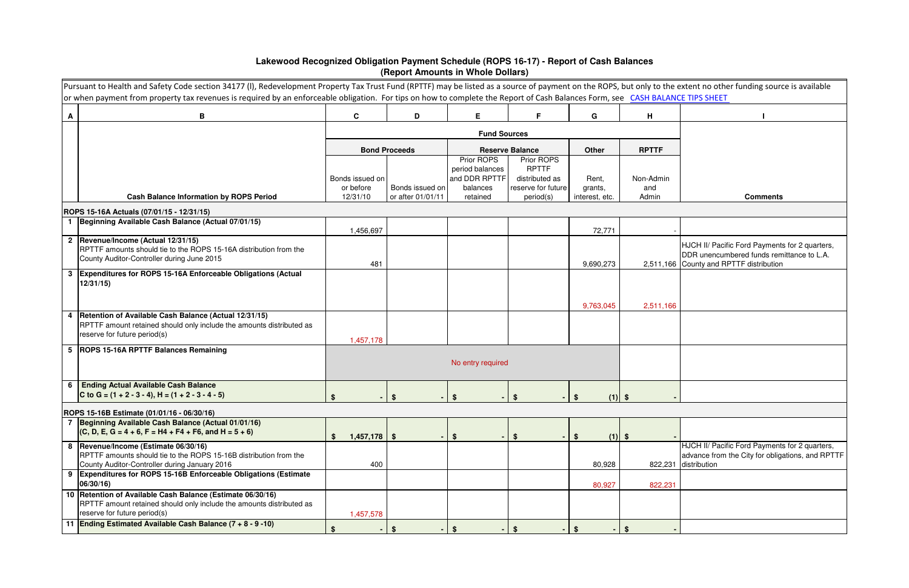# Lakewood Recognized Obligation Payment Schedule (ROPS 16-17) - Report of Cash Balances
## (Report Amounts in Whole Dollars)

Pursuant to Health and Safety Code section 34177 (l), Redevelopment Property Tax Trust Fund (RPTTF) may be listed as a source of payment on the ROPS, but only to the extent no other funding source is available or when payment from property tax revenues is required by an enforceable obligation. For tips on how to complete the Report of Cash Balances Form, see CASH BALANCE TIPS SHEET

| A | B | C | D | E | F | G | H | I |
|---|---|---|---|---|---|---|---|---|
| | | Fund Sources | | | | | | |
| | | Bond Proceeds | | Reserve Balance | | Other | RPTTF | |
| | Cash Balance Information by ROPS Period | Bonds issued on or before 12/31/10 | Bonds issued on or after 01/01/11 | Prior ROPS period balances and DDR RPTTF balances retained | Prior ROPS RPTTF distributed as reserve for future period(s) | Rent, grants, interest, etc. | Non-Admin and Admin | Comments |
| | **ROPS 15-16A Actuals (07/01/15 - 12/31/15)** | | | | | | | |
| 1 | **Beginning Available Cash Balance (Actual 07/01/15)** | 1,456,697 | | | | 72,771 | - | |
| 2 | **Revenue/Income (Actual 12/31/15)** RPTTF amounts should tie to the ROPS 15-16A distribution from the County Auditor-Controller during June 2015 | 481 | | | | 9,690,273 | 2,511,166 | HJCH II/ Pacific Ford Payments for 2 quarters, DDR unencumbered funds remittance to L.A. County and RPTTF distribution |
| 3 | **Expenditures for ROPS 15-16A Enforceable Obligations (Actual 12/31/15)** | | | | | 9,763,045 | 2,511,166 | |
| 4 | **Retention of Available Cash Balance (Actual 12/31/15)** RPTTF amount retained should only include the amounts distributed as reserve for future period(s) | 1,457,178 | | | | | | |
| 5 | **ROPS 15-16A RPTTF Balances Remaining** | No entry required | | | | | | |
| 6 | **Ending Actual Available Cash Balance** **C to G = (1 + 2 - 3 - 4), H = (1 + 2 - 3 - 4 - 5)** | $ - | $ - | $ - | $ - | $ (1) | $ - | |
| | **ROPS 15-16B Estimate (01/01/16 - 06/30/16)** | | | | | | | |
| 7 | **Beginning Available Cash Balance (Actual 01/01/16)** **(C, D, E, G = 4 + 6, F = H4 + F4 + F6, and H = 5 + 6)** | $ 1,457,178 | $ - | $ - | $ - | $ (1) | $ - | |
| 8 | **Revenue/Income (Estimate 06/30/16)** RPTTF amounts should tie to the ROPS 15-16B distribution from the County Auditor-Controller during January 2016 | 400 | | | | 80,928 | 822,231 | HJCH II/ Pacific Ford Payments for 2 quarters, advance from the City for obligations, and RPTTF distribution |
| 9 | **Expenditures for ROPS 15-16B Enforceable Obligations (Estimate 06/30/16)** | | | | | 80,927 | 822,231 | |
| 10 | **Retention of Available Cash Balance (Estimate 06/30/16)** RPTTF amount retained should only include the amounts distributed as reserve for future period(s) | 1,457,578 | | | | | | |
| 11 | **Ending Estimated Available Cash Balance (7 + 8 - 9 -10)** | $ - | $ - | $ - | $ - | $ - | $ - | |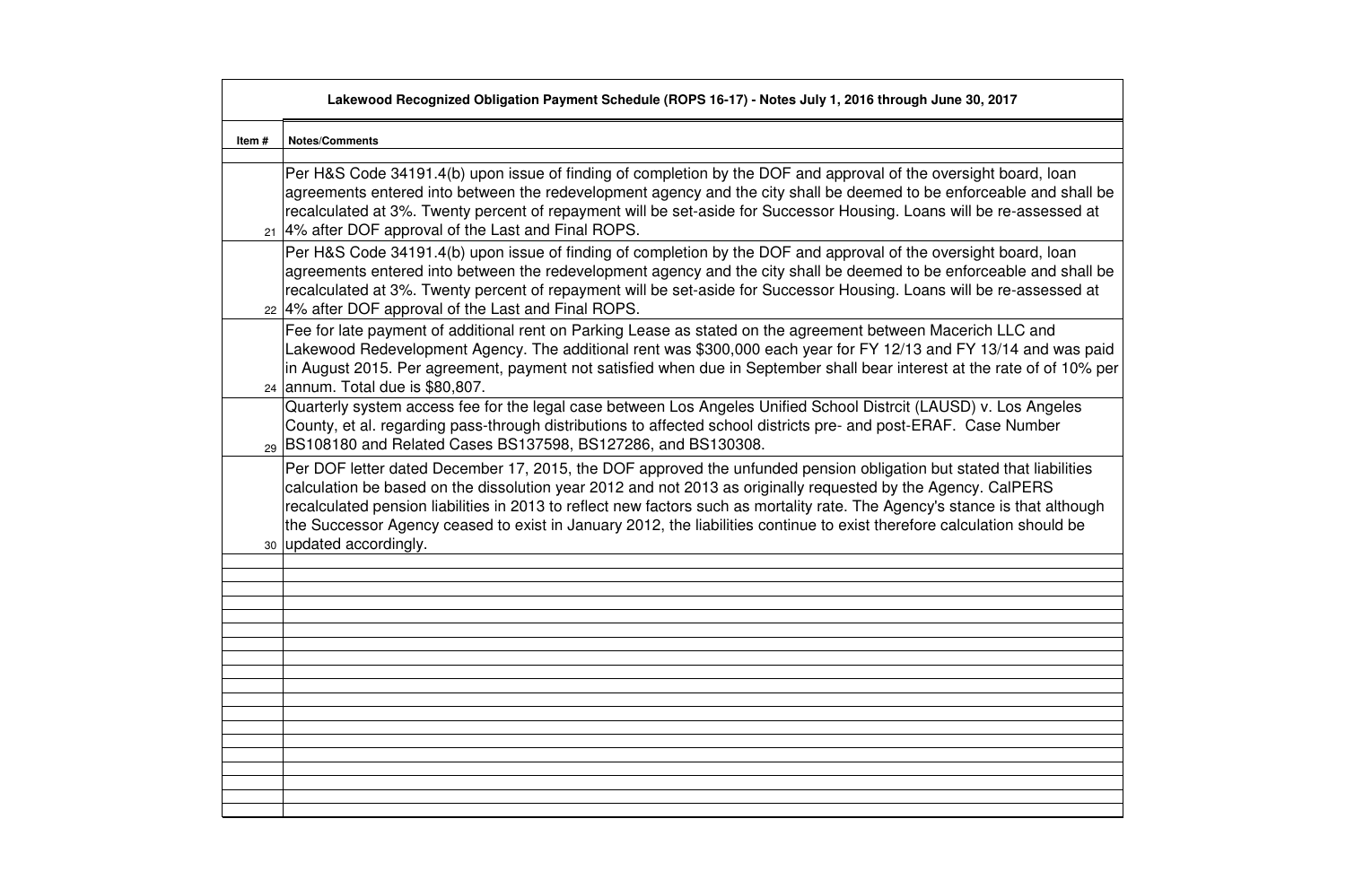**Lakewood Recognized Obligation Payment Schedule (ROPS 16-17) - Notes July 1, 2016 through June 30, 2017**

| Item # | Notes/Comments |
|---|---|
| 21 | Per H&S Code 34191.4(b) upon issue of finding of completion by the DOF and approval of the oversight board, loan agreements entered into between the redevelopment agency and the city shall be deemed to be enforceable and shall be recalculated at 3%. Twenty percent of repayment will be set-aside for Successor Housing. Loans will be re-assessed at 4% after DOF approval of the Last and Final ROPS. |
| 22 | Per H&S Code 34191.4(b) upon issue of finding of completion by the DOF and approval of the oversight board, loan agreements entered into between the redevelopment agency and the city shall be deemed to be enforceable and shall be recalculated at 3%. Twenty percent of repayment will be set-aside for Successor Housing. Loans will be re-assessed at 4% after DOF approval of the Last and Final ROPS. |
| 24 | Fee for late payment of additional rent on Parking Lease as stated on the agreement between Macerich LLC and Lakewood Redevelopment Agency. The additional rent was $300,000 each year for FY 12/13 and FY 13/14 and was paid in August 2015. Per agreement, payment not satisfied when due in September shall bear interest at the rate of of 10% per annum. Total due is $80,807. |
| 29 | Quarterly system access fee for the legal case between Los Angeles Unified School Distrcit (LAUSD) v. Los Angeles County, et al. regarding pass-through distributions to affected school districts pre- and post-ERAF. Case Number BS108180 and Related Cases BS137598, BS127286, and BS130308. |
| 30 | Per DOF letter dated December 17, 2015, the DOF approved the unfunded pension obligation but stated that liabilities calculation be based on the dissolution year 2012 and not 2013 as originally requested by the Agency. CalPERS recalculated pension liabilities in 2013 to reflect new factors such as mortality rate. The Agency's stance is that although the Successor Agency ceased to exist in January 2012, the liabilities continue to exist therefore calculation should be updated accordingly. |